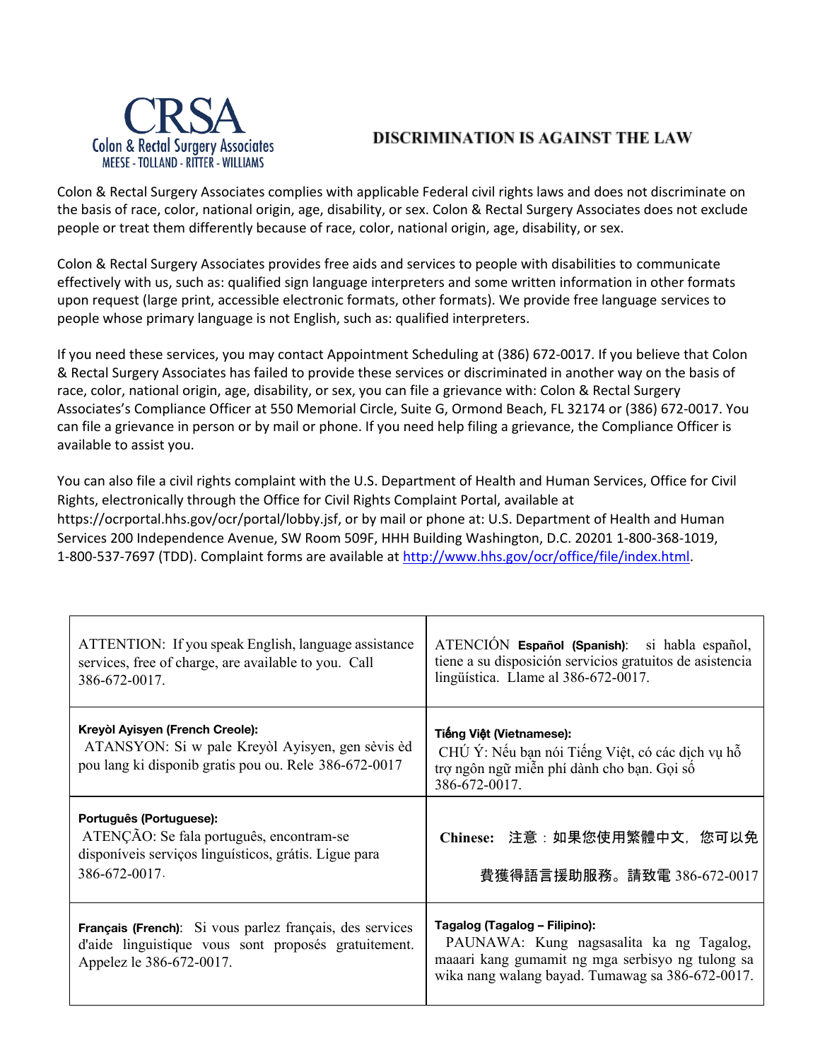CRSA
Colon & Rectal Surgery Associates
MEESE - TOLLAND - RITTER - WILLIAMS

# DISCRIMINATION IS AGAINST THE LAW

Colon & Rectal Surgery Associates complies with applicable Federal civil rights laws and does not discriminate on the basis of race, color, national origin, age, disability, or sex. Colon & Rectal Surgery Associates does not exclude people or treat them differently because of race, color, national origin, age, disability, or sex.

Colon & Rectal Surgery Associates provides free aids and services to people with disabilities to communicate effectively with us, such as: qualified sign language interpreters and some written information in other formats upon request (large print, accessible electronic formats, other formats). We provide free language services to people whose primary language is not English, such as: qualified interpreters.

If you need these services, you may contact Appointment Scheduling at (386) 672-0017. If you believe that Colon & Rectal Surgery Associates has failed to provide these services or discriminated in another way on the basis of race, color, national origin, age, disability, or sex, you can file a grievance with: Colon & Rectal Surgery Associates's Compliance Officer at 550 Memorial Circle, Suite G, Ormond Beach, FL 32174 or (386) 672-0017. You can file a grievance in person or by mail or phone. If you need help filing a grievance, the Compliance Officer is available to assist you.

You can also file a civil rights complaint with the U.S. Department of Health and Human Services, Office for Civil Rights, electronically through the Office for Civil Rights Complaint Portal, available at https://ocrportal.hhs.gov/ocr/portal/lobby.jsf, or by mail or phone at: U.S. Department of Health and Human Services 200 Independence Avenue, SW Room 509F, HHH Building Washington, D.C. 20201 1-800-368-1019, 1-800-537-7697 (TDD). Complaint forms are available at http://www.hhs.gov/ocr/office/file/index.html.

| | |
|---|---|
| ATTENTION: If you speak English, language assistance services, free of charge, are available to you. Call 386-672-0017. | ATENCIÓN **Español (Spanish)**: si habla español, tiene a su disposición servicios gratuitos de asistencia lingüística. Llame al 386-672-0017. |
| **Kreyòl Ayisyen (French Creole):** ATANSYON: Si w pale Kreyòl Ayisyen, gen sèvis èd pou lang ki disponib gratis pou ou. Rele 386-672-0017 | **Tiếng Việt (Vietnamese):** CHÚ Ý: Nếu bạn nói Tiếng Việt, có các dịch vụ hỗ trợ ngôn ngữ miễn phí dành cho bạn. Gọi số 386-672-0017. |
| **Português (Portuguese):** ATENÇÃO: Se fala português, encontram-se disponíveis serviços linguísticos, grátis. Ligue para 386-672-0017. | **Chinese:** 注意：如果您使用繁體中文，您可以免費獲得語言援助服務。請致電 386-672-0017 |
| **Français (French)**: Si vous parlez français, des services d'aide linguistique vous sont proposés gratuitement. Appelez le 386-672-0017. | **Tagalog (Tagalog – Filipino):** PAUNAWA: Kung nagsasalita ka ng Tagalog, maaari kang gumamit ng mga serbisyo ng tulong sa wika nang walang bayad. Tumawag sa 386-672-0017. |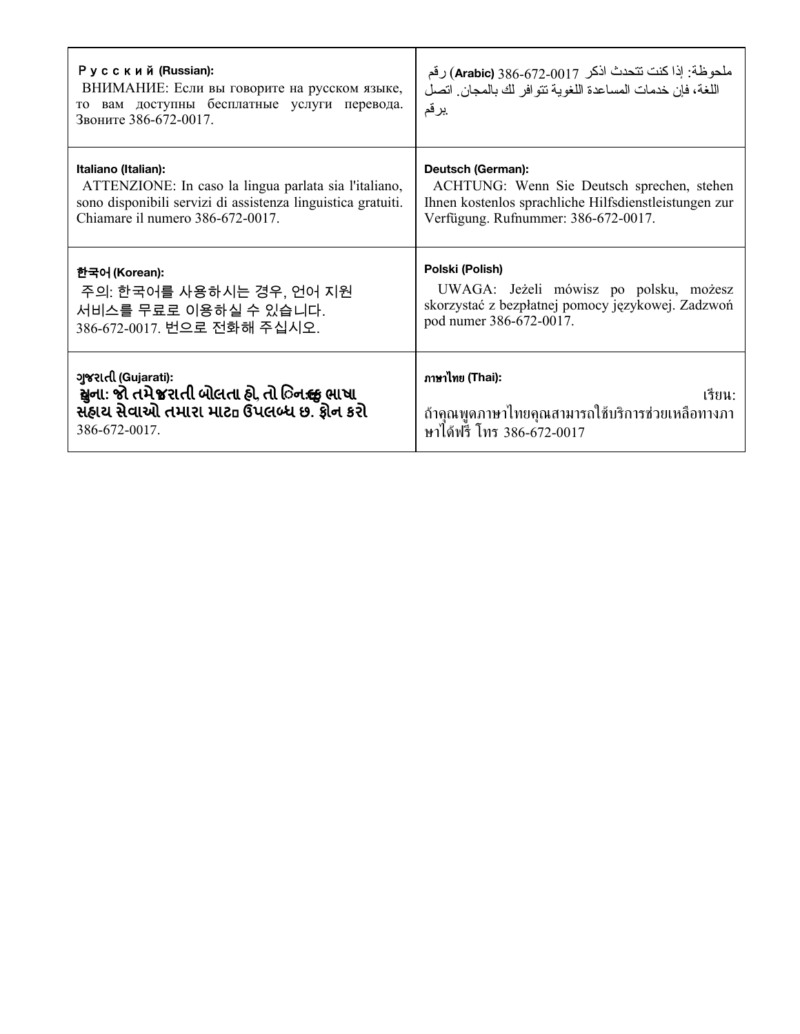| | |
|---|---|
| **Р у с с к и й (Russian):**<br>ВНИМАНИЕ: Если вы говорите на русском языке, то вам доступны бесплатные услуги перевода. Звоните 386-672-0017. | ملحوظة: إذا كنت تتحدث اذكر 386-672-0017 **(Arabic)** رقم<br>اللغة، فإن خدمات المساعدة اللغوية تتوافر لك بالمجان. اتصل<br>برقم. |
| **Italiano (Italian):**<br>ATTENZIONE: In caso la lingua parlata sia l'italiano, sono disponibili servizi di assistenza linguistica gratuiti. Chiamare il numero 386-672-0017. | **Deutsch (German):**<br>ACHTUNG: Wenn Sie Deutsch sprechen, stehen Ihnen kostenlos sprachliche Hilfsdienstleistungen zur Verfügung. Rufnummer: 386-672-0017. |
| **한국어 (Korean):**<br>주의: 한국어를 사용하시는 경우, 언어 지원 서비스를 무료로 이용하실 수 있습니다. 386-672-0017. 번으로 전화해 주십시오. | **Polski (Polish)**<br>UWAGA: Jeżeli mówisz po polsku, możesz skorzystać z bezpłatnej pomocy językowej. Zadzwoń pod numer 386-672-0017. |
| **ગુજરાતી (Gujarati):**<br>સુચના: જો તમે ગુજરાતી બોલતા હો, તો નિ:શુલ્ક ભાષા સહાય સેવાઓ તમારા માટે ઉપલબ્ધ છે. ફોન કરો 386-672-0017. | **ภาษาไทย (Thai):**<br>เรียน:<br>ถ้าคุณพูดภาษาไทยคุณสามารถใช้บริการช่วยเหลือทางภาษาได้ฟรี โทร 386-672-0017 |